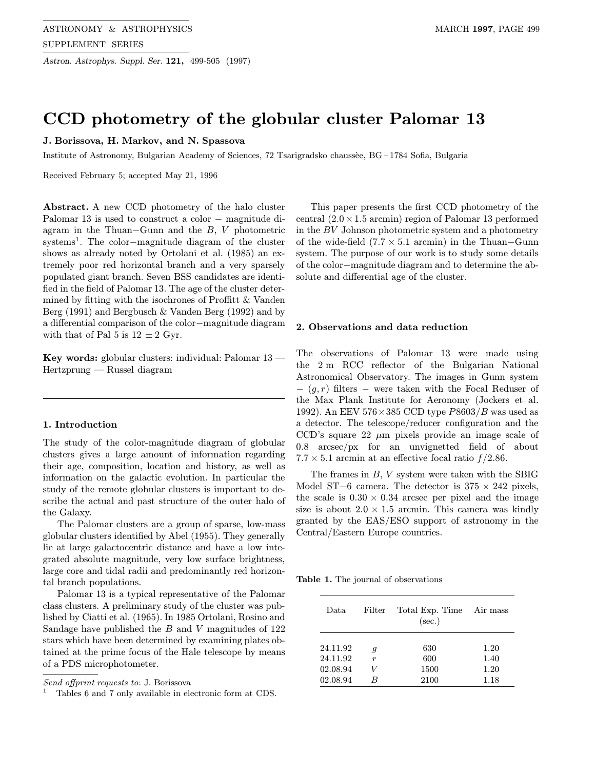# CCD photometry of the globular cluster Palomar 13

**J. Borissova, H. Markov, and N. Spassova**

Institute of Astronomy, Bulgarian Academy of Sciences, 72 Tsarigradsko chaussèe, BG – 1784 Sofia, Bulgaria

Received February 5; accepted May 21, 1996

**Abstract.** A new CCD photometry of the halo cluster Palomar 13 is used to construct a color − magnitude diagram in the Thuan−Gunn and the $B$, $V$ photometric systems[1]. The color−magnitude diagram of the cluster shows as already noted by Ortolani et al. (1985) an extremely poor red horizontal branch and a very sparsely populated giant branch. Seven BSS candidates are identified in the field of Palomar 13. The age of the cluster determined by fitting with the isochrones of Proffitt & Vanden Berg (1991) and Bergbusch & Vanden Berg (1992) and by a differential comparison of the color−magnitude diagram with that of Pal 5 is 12 ± 2 Gyr.

**Key words:** globular clusters: individual: Palomar 13 — Hertzprung — Russel diagram

### 1. Introduction

The study of the color-magnitude diagram of globular clusters gives a large amount of information regarding their age, composition, location and history, as well as information on the galactic evolution. In particular the study of the remote globular clusters is important to describe the actual and past structure of the outer halo of the Galaxy.

The Palomar clusters are a group of sparse, low-mass globular clusters identified by Abel (1955). They generally lie at large galactocentric distance and have a low integrated absolute magnitude, very low surface brightness, large core and tidal radii and predominantly red horizontal branch populations.

Palomar 13 is a typical representative of the Palomar class clusters. A preliminary study of the cluster was published by Ciatti et al. (1965). In 1985 Ortolani, Rosino and Sandage have published the $B$ and $V$ magnitudes of 122 stars which have been determined by examining plates obtained at the prime focus of the Hale telescope by means of a PDS microphotometer.

This paper presents the first CCD photometry of the central ($2.0 \times 1.5$ arcmin) region of Palomar 13 performed in the $BV$ Johnson photometric system and a photometry of the wide-field ($7.7 \times 5.1$ arcmin) in the Thuan−Gunn system. The purpose of our work is to study some details of the color−magnitude diagram and to determine the absolute and differential age of the cluster.

### 2. Observations and data reduction

The observations of Palomar 13 were made using the 2 m RCC reflector of the Bulgarian National Astronomical Observatory. The images in Gunn system − $(g, r)$ filters − were taken with the Focal Reduser of the Max Plank Institute for Aeronomy (Jockers et al. 1992). An EEV $576 \times 385$ CCD type $P8603/B$ was used as a detector. The telescope/reducer configuration and the CCD's square 22 $\mu$m pixels provide an image scale of 0.8 arcsec/px for an unvignetted field of about $7.7 \times 5.1$ arcmin at an effective focal ratio $f/2.86$.

The frames in $B$, $V$ system were taken with the SBIG Model ST−6 camera. The detector is $375 \times 242$ pixels, the scale is $0.30 \times 0.34$ arcsec per pixel and the image size is about $2.0 \times 1.5$ arcmin. This camera was kindly granted by the EAS/ESO support of astronomy in the Central/Eastern Europe countries.

**Table 1.** The journal of observations

| Data | Filter | Total Exp. Time (sec.) | Air mass |
|---|---|---|---|
| 24.11.92 | $g$ | 630 | 1.20 |
| 24.11.92 | $r$ | 600 | 1.40 |
| 02.08.94 | $V$ | 1500 | 1.20 |
| 02.08.94 | $B$ | 2100 | 1.18 |

*Send offprint requests to*: J. Borissova

[1] Tables 6 and 7 only available in electronic form at CDS.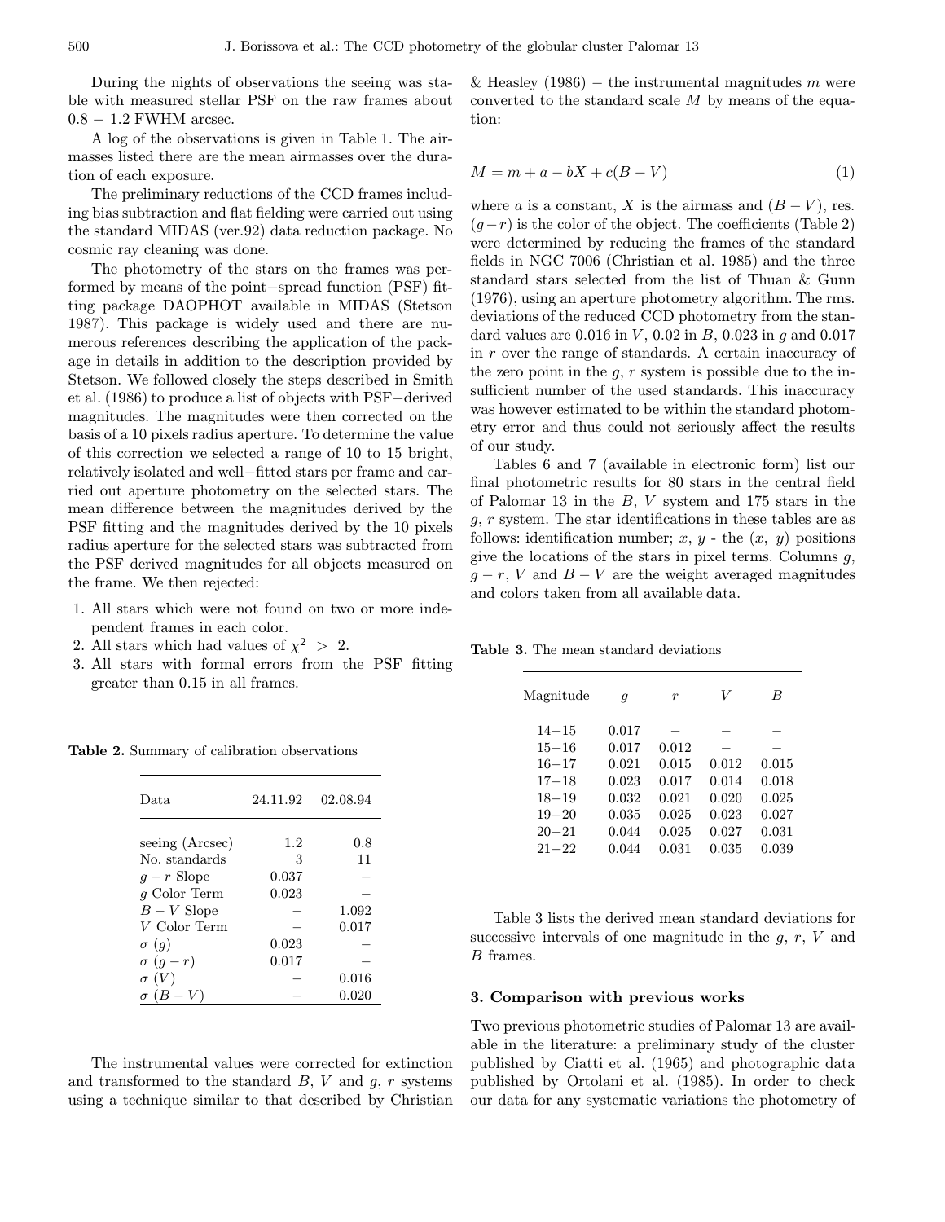During the nights of observations the seeing was stable with measured stellar PSF on the raw frames about $0.8 - 1.2$ FWHM arcsec.

A log of the observations is given in Table 1. The airmasses listed there are the mean airmasses over the duration of each exposure.

The preliminary reductions of the CCD frames including bias subtraction and flat fielding were carried out using the standard MIDAS (ver.92) data reduction package. No cosmic ray cleaning was done.

The photometry of the stars on the frames was performed by means of the point−spread function (PSF) fitting package DAOPHOT available in MIDAS (Stetson 1987). This package is widely used and there are numerous references describing the application of the package in details in addition to the description provided by Stetson. We followed closely the steps described in Smith et al. (1986) to produce a list of objects with PSF−derived magnitudes. The magnitudes were then corrected on the basis of a 10 pixels radius aperture. To determine the value of this correction we selected a range of 10 to 15 bright, relatively isolated and well−fitted stars per frame and carried out aperture photometry on the selected stars. The mean difference between the magnitudes derived by the PSF fitting and the magnitudes derived by the 10 pixels radius aperture for the selected stars was subtracted from the PSF derived magnitudes for all objects measured on the frame. We then rejected:

1. All stars which were not found on two or more independent frames in each color.
2. All stars which had values of $\chi^2 > 2$.
3. All stars with formal errors from the PSF fitting greater than 0.15 in all frames.

**Table 2.** Summary of calibration observations

| Data | 24.11.92 | 02.08.94 |
|---|---|---|
| seeing (Arcsec) | 1.2 | 0.8 |
| No. standards | 3 | 11 |
| $g - r$ Slope | 0.037 | – |
| $g$ Color Term | 0.023 | – |
| $B - V$ Slope | – | 1.092 |
| $V$ Color Term | – | 0.017 |
| $\sigma$ $(g)$ | 0.023 | – |
| $\sigma$ $(g - r)$ | 0.017 | – |
| $\sigma$ $(V)$ | – | 0.016 |
| $\sigma$ $(B - V)$ | – | 0.020 |

The instrumental values were corrected for extinction and transformed to the standard $B$, $V$ and $g$, $r$ systems using a technique similar to that described by Christian & Heasley (1986) − the instrumental magnitudes $m$ were converted to the standard scale $M$ by means of the equation:

$$M = m + a - bX + c(B - V) \qquad (1)$$

where $a$ is a constant, $X$ is the airmass and $(B - V)$, res. $(g - r)$ is the color of the object. The coefficients (Table 2) were determined by reducing the frames of the standard fields in NGC 7006 (Christian et al. 1985) and the three standard stars selected from the list of Thuan & Gunn (1976), using an aperture photometry algorithm. The rms. deviations of the reduced CCD photometry from the standard values are 0.016 in $V$, 0.02 in $B$, 0.023 in $g$ and 0.017 in $r$ over the range of standards. A certain inaccuracy of the zero point in the $g$, $r$ system is possible due to the insufficient number of the used standards. This inaccuracy was however estimated to be within the standard photometry error and thus could not seriously affect the results of our study.

Tables 6 and 7 (available in electronic form) list our final photometric results for 80 stars in the central field of Palomar 13 in the $B$, $V$ system and 175 stars in the $g$, $r$ system. The star identifications in these tables are as follows: identification number; $x$, $y$ - the $(x,\ y)$ positions give the locations of the stars in pixel terms. Columns $g$, $g - r$, $V$ and $B - V$ are the weight averaged magnitudes and colors taken from all available data.

**Table 3.** The mean standard deviations

| Magnitude | $g$ | $r$ | $V$ | $B$ |
|---|---|---|---|---|
| 14−15 | 0.017 | – | – | – |
| 15−16 | 0.017 | 0.012 | – | – |
| 16−17 | 0.021 | 0.015 | 0.012 | 0.015 |
| 17−18 | 0.023 | 0.017 | 0.014 | 0.018 |
| 18−19 | 0.032 | 0.021 | 0.020 | 0.025 |
| 19−20 | 0.035 | 0.025 | 0.023 | 0.027 |
| 20−21 | 0.044 | 0.025 | 0.027 | 0.031 |
| 21−22 | 0.044 | 0.031 | 0.035 | 0.039 |

Table 3 lists the derived mean standard deviations for successive intervals of one magnitude in the $g$, $r$, $V$ and $B$ frames.

### 3. Comparison with previous works

Two previous photometric studies of Palomar 13 are available in the literature: a preliminary study of the cluster published by Ciatti et al. (1965) and photographic data published by Ortolani et al. (1985). In order to check our data for any systematic variations the photometry of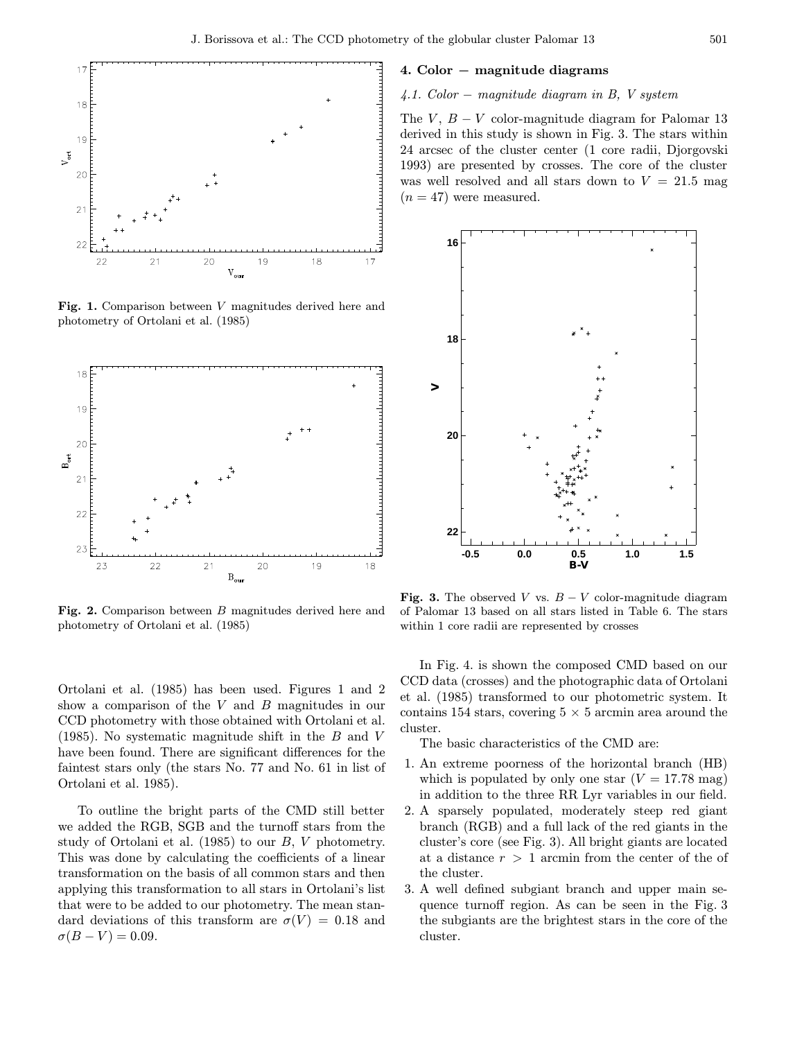Fig. 1. Comparison between $V$ magnitudes derived here and photometry of Ortolani et al. (1985)

Fig. 2. Comparison between $B$ magnitudes derived here and photometry of Ortolani et al. (1985)

Ortolani et al. (1985) has been used. Figures 1 and 2 show a comparison of the $V$ and $B$ magnitudes in our CCD photometry with those obtained with Ortolani et al. (1985). No systematic magnitude shift in the $B$ and $V$ have been found. There are significant differences for the faintest stars only (the stars No. 77 and No. 61 in list of Ortolani et al. 1985).

To outline the bright parts of the CMD still better we added the RGB, SGB and the turnoff stars from the study of Ortolani et al. (1985) to our $B$, $V$ photometry. This was done by calculating the coefficients of a linear transformation on the basis of all common stars and then applying this transformation to all stars in Ortolani's list that were to be added to our photometry. The mean standard deviations of this transform are $\sigma(V) = 0.18$ and $\sigma(B-V) = 0.09$.

## 4. Color − magnitude diagrams

### 4.1. Color − magnitude diagram in B, V system

The $V$, $B-V$ color-magnitude diagram for Palomar 13 derived in this study is shown in Fig. 3. The stars within 24 arcsec of the cluster center (1 core radii, Djorgovski 1993) are presented by crosses. The core of the cluster was well resolved and all stars down to $V = 21.5$ mag ($n = 47$) were measured.

Fig. 3. The observed $V$ vs. $B-V$ color-magnitude diagram of Palomar 13 based on all stars listed in Table 6. The stars within 1 core radii are represented by crosses

In Fig. 4. is shown the composed CMD based on our CCD data (crosses) and the photographic data of Ortolani et al. (1985) transformed to our photometric system. It contains 154 stars, covering $5 \times 5$ arcmin area around the cluster.

The basic characteristics of the CMD are:

1. An extreme poorness of the horizontal branch (HB) which is populated by only one star ($V = 17.78$ mag) in addition to the three RR Lyr variables in our field.
2. A sparsely populated, moderately steep red giant branch (RGB) and a full lack of the red giants in the cluster's core (see Fig. 3). All bright giants are located at a distance $r > 1$ arcmin from the center of the of the cluster.
3. A well defined subgiant branch and upper main sequence turnoff region. As can be seen in the Fig. 3 the subgiants are the brightest stars in the core of the cluster.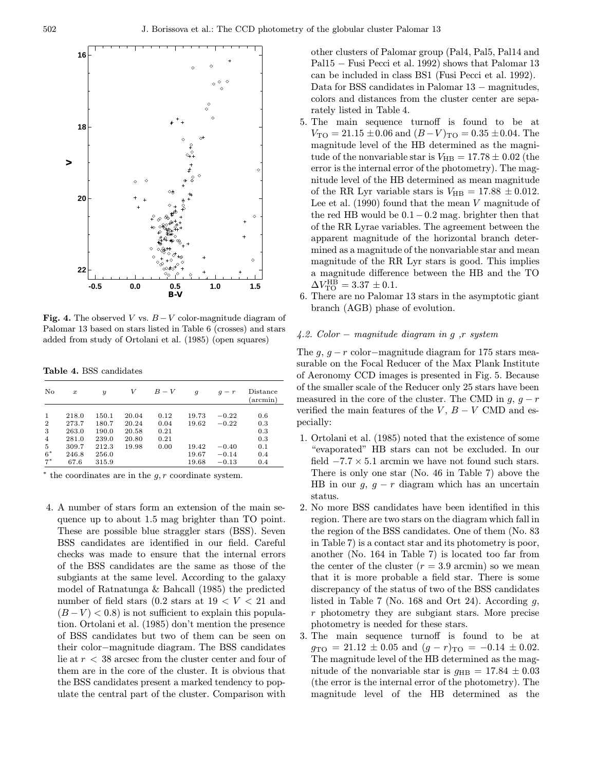**Fig. 4.** The observed $V$ vs. $B-V$ color-magnitude diagram of Palomar 13 based on stars listed in Table 6 (crosses) and stars added from study of Ortolani et al. (1985) (open squares)

**Table 4.** BSS candidates

| No | $x$ | $y$ | $V$ | $B-V$ | $g$ | $g-r$ | Distance (arcmin) |
|---|---|---|---|---|---|---|---|
| 1 | 218.0 | 150.1 | 20.04 | 0.12 | 19.73 | $-0.22$ | 0.6 |
| 2 | 273.7 | 180.7 | 20.24 | 0.04 | 19.62 | $-0.22$ | 0.3 |
| 3 | 263.0 | 190.0 | 20.58 | 0.21 | | | 0.3 |
| 4 | 281.0 | 239.0 | 20.80 | 0.21 | | | 0.3 |
| 5 | 309.7 | 212.3 | 19.98 | 0.00 | 19.42 | $-0.40$ | 0.1 |
| 6* | 246.8 | 256.0 | | | 19.67 | $-0.14$ | 0.4 |
| 7* | 67.6 | 315.9 | | | 19.68 | $-0.13$ | 0.4 |

\* the coordinates are in the $g, r$ coordinate system.

4. A number of stars form an extension of the main sequence up to about 1.5 mag brighter than TO point. These are possible blue straggler stars (BSS). Seven BSS candidates are identified in our field. Careful checks was made to ensure that the internal errors of the BSS candidates are the same as those of the subgiants at the same level. According to the galaxy model of Ratnatunga & Bahcall (1985) the predicted number of field stars (0.2 stars at $19 < V < 21$ and $(B-V) < 0.8$) is not sufficient to explain this population. Ortolani et al. (1985) don't mention the presence of BSS candidates but two of them can be seen on their color−magnitude diagram. The BSS candidates lie at $r < 38$ arcsec from the cluster center and four of them are in the core of the cluster. It is obvious that the BSS candidates present a marked tendency to populate the central part of the cluster. Comparison with other clusters of Palomar group (Pal4, Pal5, Pal14 and Pal15 − Fusi Pecci et al. 1992) shows that Palomar 13 can be included in class BS1 (Fusi Pecci et al. 1992). Data for BSS candidates in Palomar 13 − magnitudes, colors and distances from the cluster center are separately listed in Table 4.
5. The main sequence turnoff is found to be at $V_{\rm TO} = 21.15 \pm 0.06$ and $(B-V)_{\rm TO} = 0.35 \pm 0.04$. The magnitude level of the HB determined as the magnitude of the nonvariable star is $V_{\rm HB} = 17.78 \pm 0.02$ (the error is the internal error of the photometry). The magnitude level of the HB determined as mean magnitude of the RR Lyr variable stars is $V_{\rm HB} = 17.88 \pm 0.012$. Lee et al. (1990) found that the mean $V$ magnitude of the red HB would be $0.1-0.2$ mag. brighter then that of the RR Lyrae variables. The agreement between the apparent magnitude of the horizontal branch determined as a magnitude of the nonvariable star and mean magnitude of the RR Lyr stars is good. This implies a magnitude difference between the HB and the TO $\Delta V_{\rm TO}^{\rm HB} = 3.37 \pm 0.1$.
6. There are no Palomar 13 stars in the asymptotic giant branch (AGB) phase of evolution.

### 4.2. Color − magnitude diagram in g ,r system

The $g$, $g-r$ color−magnitude diagram for 175 stars measurable on the Focal Reducer of the Max Plank Institute of Aeronomy CCD images is presented in Fig. 5. Because of the smaller scale of the Reducer only 25 stars have been measured in the core of the cluster. The CMD in $g$, $g-r$ verified the main features of the $V$, $B-V$ CMD and especially:

1. Ortolani et al. (1985) noted that the existence of some "evaporated" HB stars can not be excluded. In our field $-7.7 \times 5.1$ arcmin we have not found such stars. There is only one star (No. 46 in Table 7) above the HB in our $g$, $g-r$ diagram which has an uncertain status.
2. No more BSS candidates have been identified in this region. There are two stars on the diagram which fall in the region of the BSS candidates. One of them (No. 83 in Table 7) is a contact star and its photometry is poor, another (No. 164 in Table 7) is located too far from the center of the cluster ($r = 3.9$ arcmin) so we mean that it is more probable a field star. There is some discrepancy of the status of two of the BSS candidates listed in Table 7 (No. 168 and Ort 24). According $g$, $r$ photometry they are subgiant stars. More precise photometry is needed for these stars.
3. The main sequence turnoff is found to be at $g_{\rm TO} = 21.12 \pm 0.05$ and $(g-r)_{\rm TO} = -0.14 \pm 0.02$. The magnitude level of the HB determined as the magnitude of the nonvariable star is $g_{\rm HB} = 17.84 \pm 0.03$ (the error is the internal error of the photometry). The magnitude level of the HB determined as the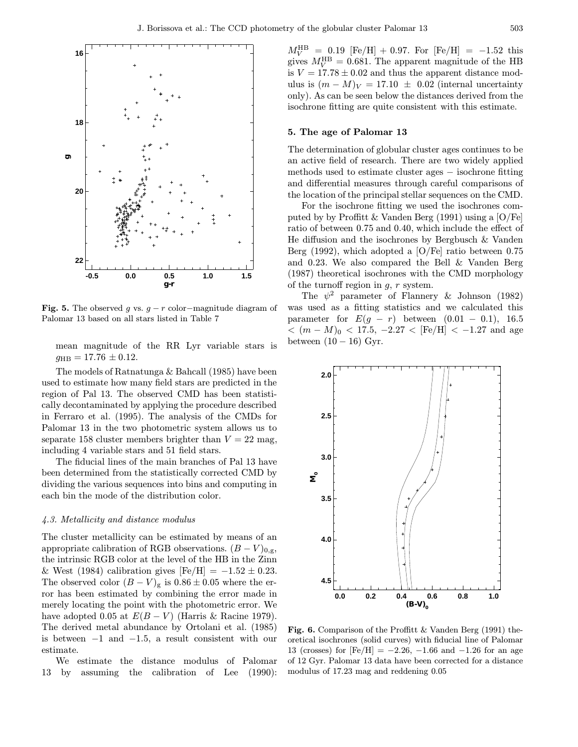**Fig. 5.** The observed $g$ vs. $g-r$ color−magnitude diagram of Palomar 13 based on all stars listed in Table 7

mean magnitude of the RR Lyr variable stars is $g_{\rm HB} = 17.76 \pm 0.12$.

The models of Ratnatunga & Bahcall (1985) have been used to estimate how many field stars are predicted in the region of Pal 13. The observed CMD has been statistically decontaminated by applying the procedure described in Ferraro et al. (1995). The analysis of the CMDs for Palomar 13 in the two photometric system allows us to separate 158 cluster members brighter than $V = 22$ mag, including 4 variable stars and 51 field stars.

The fiducial lines of the main branches of Pal 13 have been determined from the statistically corrected CMD by dividing the various sequences into bins and computing in each bin the mode of the distribution color.

### *4.3. Metallicity and distance modulus*

The cluster metallicity can be estimated by means of an appropriate calibration of RGB observations. $(B-V)_{0,\rm g}$, the intrinsic RGB color at the level of the HB in the Zinn & West (1984) calibration gives [Fe/H] $= -1.52 \pm 0.23$. The observed color $(B-V)_{\rm g}$ is $0.86 \pm 0.05$ where the error has been estimated by combining the error made in merely locating the point with the photometric error. We have adopted 0.05 at $E(B-V)$ (Harris & Racine 1979). The derived metal abundance by Ortolani et al. (1985) is between $-1$ and $-1.5$, a result consistent with our estimate.

We estimate the distance modulus of Palomar 13 by assuming the calibration of Lee (1990): $M_V^{\rm HB} = 0.19$ [Fe/H] $+ 0.97$. For [Fe/H] $= -1.52$ this gives $M_V^{\rm HB} = 0.681$. The apparent magnitude of the HB is $V = 17.78 \pm 0.02$ and thus the apparent distance modulus is $(m-M)_V = 17.10 \pm 0.02$ (internal uncertainty only). As can be seen below the distances derived from the isochrone fitting are quite consistent with this estimate.

## 5. The age of Palomar 13

The determination of globular cluster ages continues to be an active field of research. There are two widely applied methods used to estimate cluster ages − isochrone fitting and differential measures through careful comparisons of the location of the principal stellar sequences on the CMD.

For the isochrone fitting we used the isochrones computed by by Proffitt & Vanden Berg (1991) using a [O/Fe] ratio of between 0.75 and 0.40, which include the effect of He diffusion and the isochrones by Bergbusch & Vanden Berg (1992), which adopted a [O/Fe] ratio between 0.75 and 0.23. We also compared the Bell & Vanden Berg (1987) theoretical isochrones with the CMD morphology of the turnoff region in $g$, $r$ system.

The $\psi^2$ parameter of Flannery & Johnson (1982) was used as a fitting statistics and we calculated this parameter for $E(g-r)$ between $(0.01 - 0.1)$, $16.5 < (m-M)_0 < 17.5$, $-2.27 <$ [Fe/H] $< -1.27$ and age between $(10 - 16)$ Gyr.

**Fig. 6.** Comparison of the Proffitt & Vanden Berg (1991) theoretical isochrones (solid curves) with fiducial line of Palomar 13 (crosses) for [Fe/H] $= -2.26$, $-1.66$ and $-1.26$ for an age of 12 Gyr. Palomar 13 data have been corrected for a distance modulus of 17.23 mag and reddening 0.05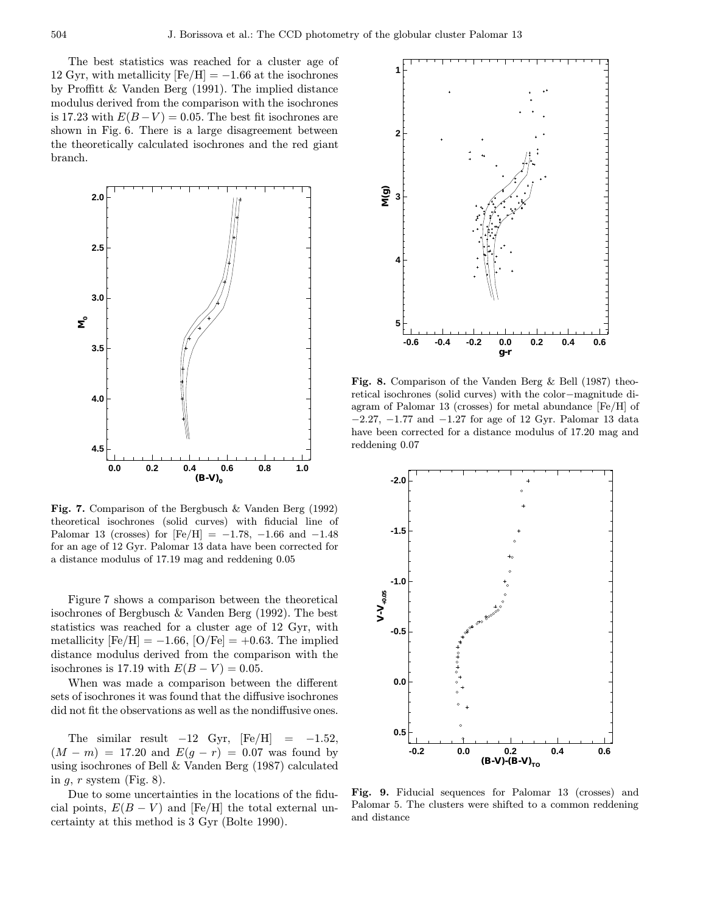The best statistics was reached for a cluster age of 12 Gyr, with metallicity [Fe/H] $= -1.66$ at the isochrones by Proffitt & Vanden Berg (1991). The implied distance modulus derived from the comparison with the isochrones is 17.23 with $E(B-V) = 0.05$. The best fit isochrones are shown in Fig. 6. There is a large disagreement between the theoretically calculated isochrones and the red giant branch.

**Fig. 7.** Comparison of the Bergbusch & Vanden Berg (1992) theoretical isochrones (solid curves) with fiducial line of Palomar 13 (crosses) for [Fe/H] $= -1.78$, $-1.66$ and $-1.48$ for an age of 12 Gyr. Palomar 13 data have been corrected for a distance modulus of 17.19 mag and reddening 0.05

Figure 7 shows a comparison between the theoretical isochrones of Bergbusch & Vanden Berg (1992). The best statistics was reached for a cluster age of 12 Gyr, with metallicity [Fe/H] $= -1.66$, [O/Fe] $= +0.63$. The implied distance modulus derived from the comparison with the isochrones is 17.19 with $E(B-V) = 0.05$.

When was made a comparison between the different sets of isochrones it was found that the diffusive isochrones did not fit the observations as well as the nondiffusive ones.

The similar result $-12$ Gyr, [Fe/H] $= -1.52$, $(M-m) = 17.20$ and $E(g-r) = 0.07$ was found by using isochrones of Bell & Vanden Berg (1987) calculated in $g$, $r$ system (Fig. 8).

Due to some uncertainties in the locations of the fiducial points, $E(B-V)$ and [Fe/H] the total external uncertainty at this method is 3 Gyr (Bolte 1990).

**Fig. 8.** Comparison of the Vanden Berg & Bell (1987) theoretical isochrones (solid curves) with the color−magnitude diagram of Palomar 13 (crosses) for metal abundance [Fe/H] of $-2.27$, $-1.77$ and $-1.27$ for age of 12 Gyr. Palomar 13 data have been corrected for a distance modulus of 17.20 mag and reddening 0.07

**Fig. 9.** Fiducial sequences for Palomar 13 (crosses) and Palomar 5. The clusters were shifted to a common reddening and distance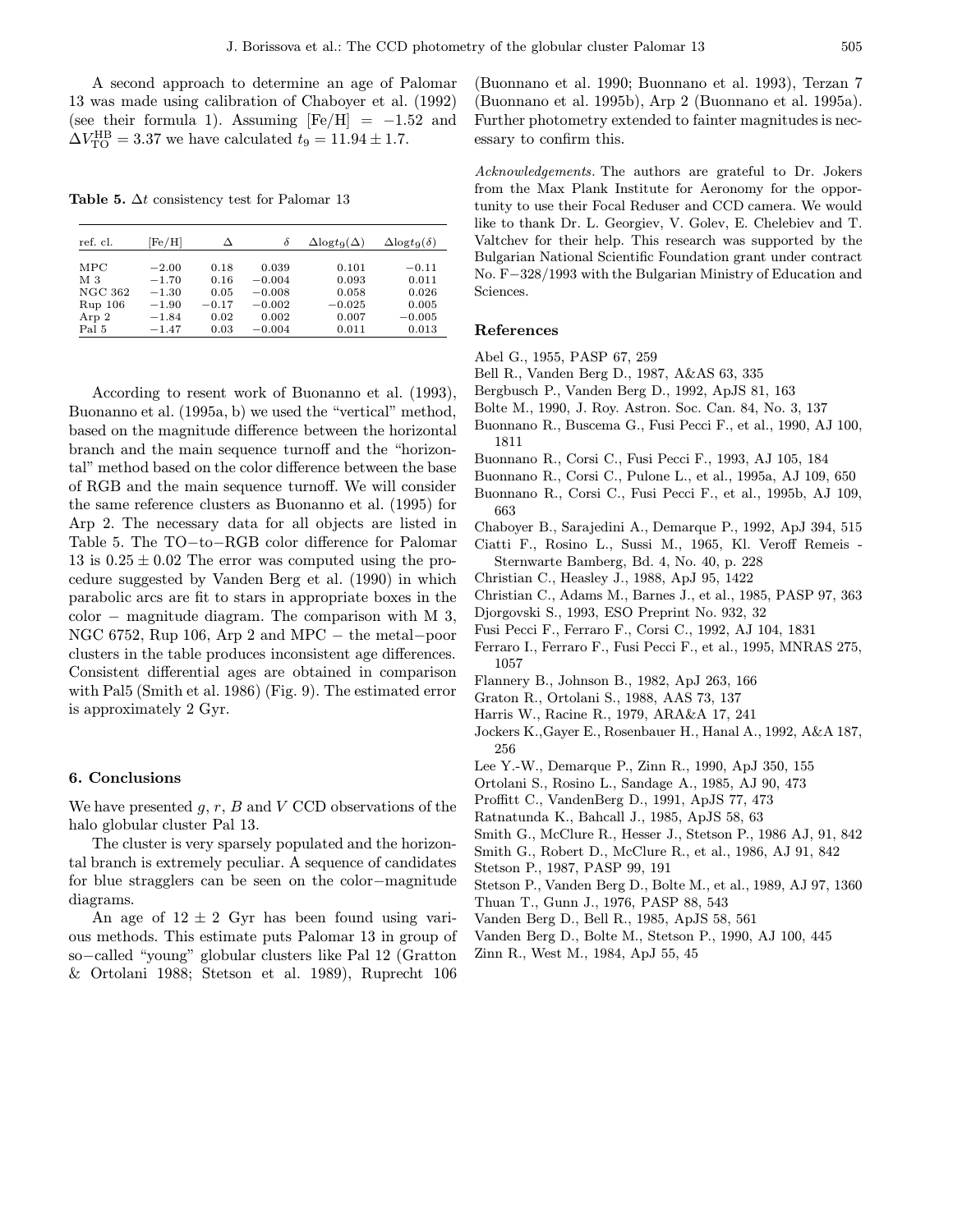A second approach to determine an age of Palomar 13 was made using calibration of Chaboyer et al. (1992) (see their formula 1). Assuming [Fe/H] $= -1.52$ and $\Delta V_{\rm TO}^{\rm HB} = 3.37$ we have calculated $t_9 = 11.94 \pm 1.7$.

**Table 5.** $\Delta t$ consistency test for Palomar 13

| ref. cl. | [Fe/H] | $\Delta$ | $\delta$ | $\Delta \log t_9(\Delta)$ | $\Delta \log t_9(\delta)$ |
|---|---|---|---|---|---|
| MPC | $-2.00$ | 0.18 | 0.039 | 0.101 | $-0.11$ |
| M 3 | $-1.70$ | 0.16 | $-0.004$ | 0.093 | 0.011 |
| NGC 362 | $-1.30$ | 0.05 | $-0.008$ | 0.058 | 0.026 |
| Rup 106 | $-1.90$ | $-0.17$ | $-0.002$ | $-0.025$ | 0.005 |
| Arp 2 | $-1.84$ | 0.02 | 0.002 | 0.007 | $-0.005$ |
| Pal 5 | $-1.47$ | 0.03 | $-0.004$ | 0.011 | 0.013 |

According to resent work of Buonanno et al. (1993), Buonanno et al. (1995a, b) we used the "vertical" method, based on the magnitude difference between the horizontal branch and the main sequence turnoff and the "horizontal" method based on the color difference between the base of RGB and the main sequence turnoff. We will consider the same reference clusters as Buonanno et al. (1995) for Arp 2. The necessary data for all objects are listed in Table 5. The TO−to−RGB color difference for Palomar 13 is $0.25 \pm 0.02$ The error was computed using the procedure suggested by Vanden Berg et al. (1990) in which parabolic arcs are fit to stars in appropriate boxes in the color − magnitude diagram. The comparison with M 3, NGC 6752, Rup 106, Arp 2 and MPC − the metal−poor clusters in the table produces inconsistent age differences. Consistent differential ages are obtained in comparison with Pal5 (Smith et al. 1986) (Fig. 9). The estimated error is approximately 2 Gyr.

## 6. Conclusions

We have presented $g$, $r$, $B$ and $V$ CCD observations of the halo globular cluster Pal 13.

The cluster is very sparsely populated and the horizontal branch is extremely peculiar. A sequence of candidates for blue stragglers can be seen on the color−magnitude diagrams.

An age of $12 \pm 2$ Gyr has been found using various methods. This estimate puts Palomar 13 in group of so−called "young" globular clusters like Pal 12 (Gratton & Ortolani 1988; Stetson et al. 1989), Ruprecht 106 (Buonnano et al. 1990; Buonnano et al. 1993), Terzan 7 (Buonnano et al. 1995b), Arp 2 (Buonnano et al. 1995a). Further photometry extended to fainter magnitudes is necessary to confirm this.

*Acknowledgements.* The authors are grateful to Dr. Jokers from the Max Plank Institute for Aeronomy for the opportunity to use their Focal Reduser and CCD camera. We would like to thank Dr. L. Georgiev, V. Golev, E. Chelebiev and T. Valtchev for their help. This research was supported by the Bulgarian National Scientific Foundation grant under contract No. F−328/1993 with the Bulgarian Ministry of Education and Sciences.

## References

Abel G., 1955, PASP 67, 259

Bell R., Vanden Berg D., 1987, A&AS 63, 335

Bergbusch P., Vanden Berg D., 1992, ApJS 81, 163

Bolte M., 1990, J. Roy. Astron. Soc. Can. 84, No. 3, 137

Buonnano R., Buscema G., Fusi Pecci F., et al., 1990, AJ 100, 1811

Buonnano R., Corsi C., Fusi Pecci F., 1993, AJ 105, 184

Buonnano R., Corsi C., Pulone L., et al., 1995a, AJ 109, 650

Buonnano R., Corsi C., Fusi Pecci F., et al., 1995b, AJ 109, 663

Chaboyer B., Sarajedini A., Demarque P., 1992, ApJ 394, 515

Ciatti F., Rosino L., Sussi M., 1965, Kl. Veroff Remeis - Sternwarte Bamberg, Bd. 4, No. 40, p. 228

Christian C., Heasley J., 1988, ApJ 95, 1422

Christian C., Adams M., Barnes J., et al., 1985, PASP 97, 363

Djorgovski S., 1993, ESO Preprint No. 932, 32

Fusi Pecci F., Ferraro F., Corsi C., 1992, AJ 104, 1831

Ferraro I., Ferraro F., Fusi Pecci F., et al., 1995, MNRAS 275, 1057

Flannery B., Johnson B., 1982, ApJ 263, 166

Graton R., Ortolani S., 1988, AAS 73, 137

Harris W., Racine R., 1979, ARA&A 17, 241

Jockers K.,Gayer E., Rosenbauer H., Hanal A., 1992, A&A 187, 256

Lee Y.-W., Demarque P., Zinn R., 1990, ApJ 350, 155

Ortolani S., Rosino L., Sandage A., 1985, AJ 90, 473

Proffitt C., VandenBerg D., 1991, ApJS 77, 473

Ratnatunda K., Bahcall J., 1985, ApJS 58, 63

Smith G., McClure R., Hesser J., Stetson P., 1986 AJ, 91, 842

Smith G., Robert D., McClure R., et al., 1986, AJ 91, 842

Stetson P., 1987, PASP 99, 191

Stetson P., Vanden Berg D., Bolte M., et al., 1989, AJ 97, 1360

Thuan T., Gunn J., 1976, PASP 88, 543

Vanden Berg D., Bell R., 1985, ApJS 58, 561

Vanden Berg D., Bolte M., Stetson P., 1990, AJ 100, 445

Zinn R., West M., 1984, ApJ 55, 45